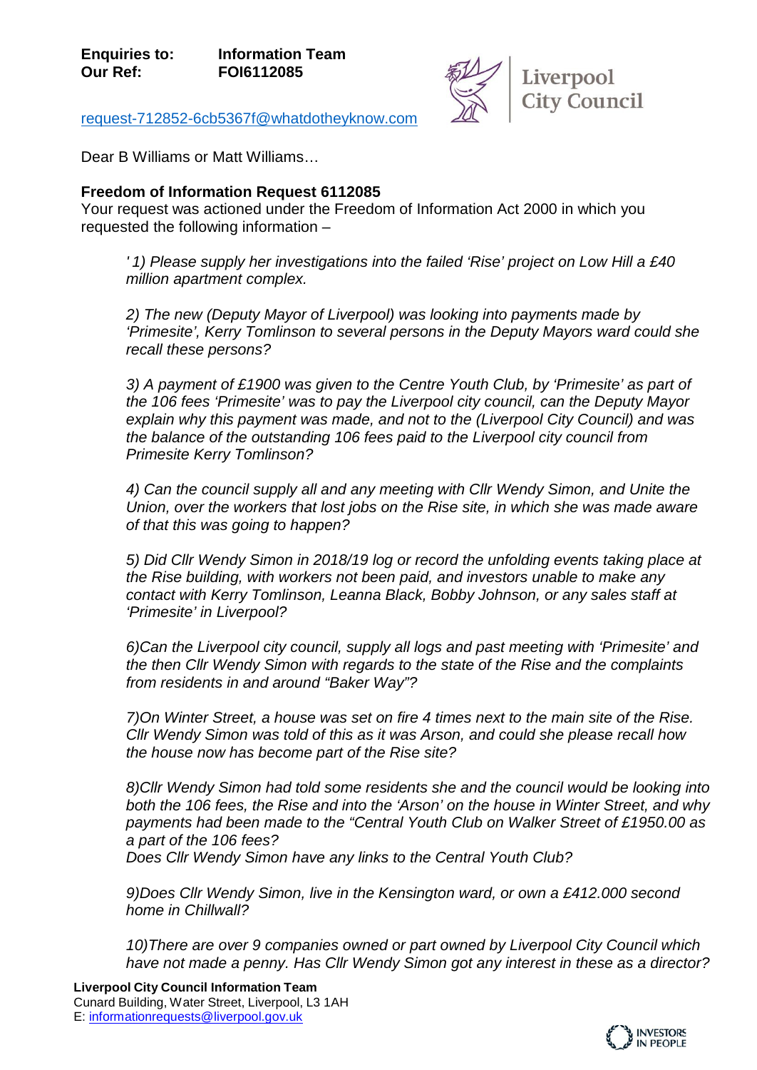**Enquiries to:** **Information Team**
**Our Ref:** **FOI6112085**

request-712852-6cb5367f@whatdotheyknow.com

Dear B Williams or Matt Williams…

**Freedom of Information Request 6112085**

Your request was actioned under the Freedom of Information Act 2000 in which you requested the following information –

> *' 1) Please supply her investigations into the failed 'Rise' project on Low Hill a £40 million apartment complex.*
>
> *2) The new (Deputy Mayor of Liverpool) was looking into payments made by 'Primesite', Kerry Tomlinson to several persons in the Deputy Mayors ward could she recall these persons?*
>
> *3) A payment of £1900 was given to the Centre Youth Club, by 'Primesite' as part of the 106 fees 'Primesite' was to pay the Liverpool city council, can the Deputy Mayor explain why this payment was made, and not to the (Liverpool City Council) and was the balance of the outstanding 106 fees paid to the Liverpool city council from Primesite Kerry Tomlinson?*
>
> *4) Can the council supply all and any meeting with Cllr Wendy Simon, and Unite the Union, over the workers that lost jobs on the Rise site, in which she was made aware of that this was going to happen?*
>
> *5) Did Cllr Wendy Simon in 2018/19 log or record the unfolding events taking place at the Rise building, with workers not been paid, and investors unable to make any contact with Kerry Tomlinson, Leanna Black, Bobby Johnson, or any sales staff at 'Primesite' in Liverpool?*
>
> *6)Can the Liverpool city council, supply all logs and past meeting with 'Primesite' and the then Cllr Wendy Simon with regards to the state of the Rise and the complaints from residents in and around "Baker Way"?*
>
> *7)On Winter Street, a house was set on fire 4 times next to the main site of the Rise. Cllr Wendy Simon was told of this as it was Arson, and could she please recall how the house now has become part of the Rise site?*
>
> *8)Cllr Wendy Simon had told some residents she and the council would be looking into both the 106 fees, the Rise and into the 'Arson' on the house in Winter Street, and why payments had been made to the "Central Youth Club on Walker Street of £1950.00 as a part of the 106 fees?*
> *Does Cllr Wendy Simon have any links to the Central Youth Club?*
>
> *9)Does Cllr Wendy Simon, live in the Kensington ward, or own a £412.000 second home in Chillwall?*
>
> *10)There are over 9 companies owned or part owned by Liverpool City Council which have not made a penny. Has Cllr Wendy Simon got any interest in these as a director?*

**Liverpool City Council Information Team**
Cunard Building, Water Street, Liverpool, L3 1AH
E: informationrequests@liverpool.gov.uk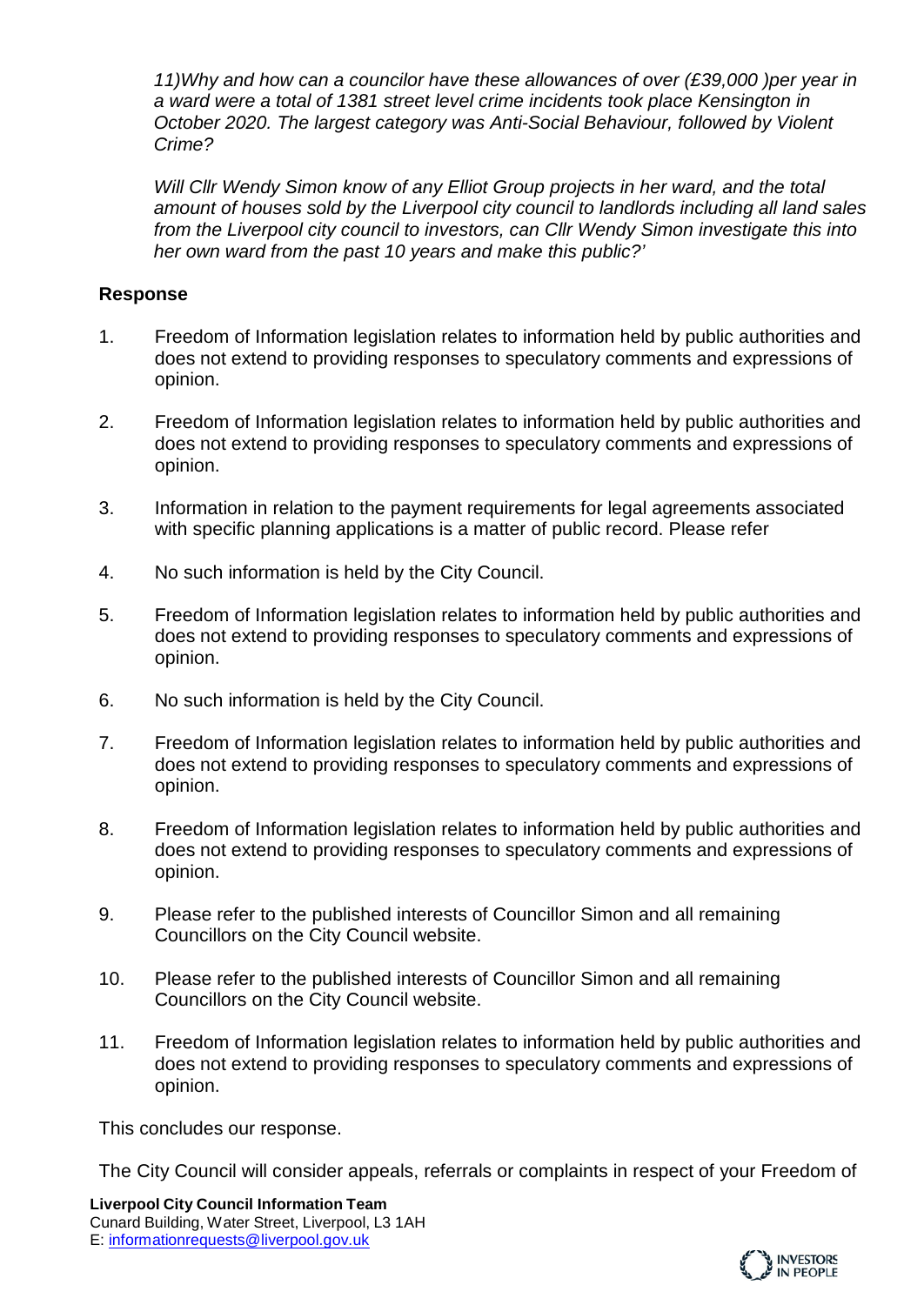*11)Why and how can a councilor have these allowances of over (£39,000 )per year in a ward were a total of 1381 street level crime incidents took place Kensington in October 2020. The largest category was Anti-Social Behaviour, followed by Violent Crime?*

*Will Cllr Wendy Simon know of any Elliot Group projects in her ward, and the total amount of houses sold by the Liverpool city council to landlords including all land sales from the Liverpool city council to investors, can Cllr Wendy Simon investigate this into her own ward from the past 10 years and make this public?'*

**Response**

1. Freedom of Information legislation relates to information held by public authorities and does not extend to providing responses to speculatory comments and expressions of opinion.

2. Freedom of Information legislation relates to information held by public authorities and does not extend to providing responses to speculatory comments and expressions of opinion.

3. Information in relation to the payment requirements for legal agreements associated with specific planning applications is a matter of public record. Please refer

4. No such information is held by the City Council.

5. Freedom of Information legislation relates to information held by public authorities and does not extend to providing responses to speculatory comments and expressions of opinion.

6. No such information is held by the City Council.

7. Freedom of Information legislation relates to information held by public authorities and does not extend to providing responses to speculatory comments and expressions of opinion.

8. Freedom of Information legislation relates to information held by public authorities and does not extend to providing responses to speculatory comments and expressions of opinion.

9. Please refer to the published interests of Councillor Simon and all remaining Councillors on the City Council website.

10. Please refer to the published interests of Councillor Simon and all remaining Councillors on the City Council website.

11. Freedom of Information legislation relates to information held by public authorities and does not extend to providing responses to speculatory comments and expressions of opinion.

This concludes our response.

The City Council will consider appeals, referrals or complaints in respect of your Freedom of

**Liverpool City Council Information Team**
Cunard Building, Water Street, Liverpool, L3 1AH
E: informationrequests@liverpool.gov.uk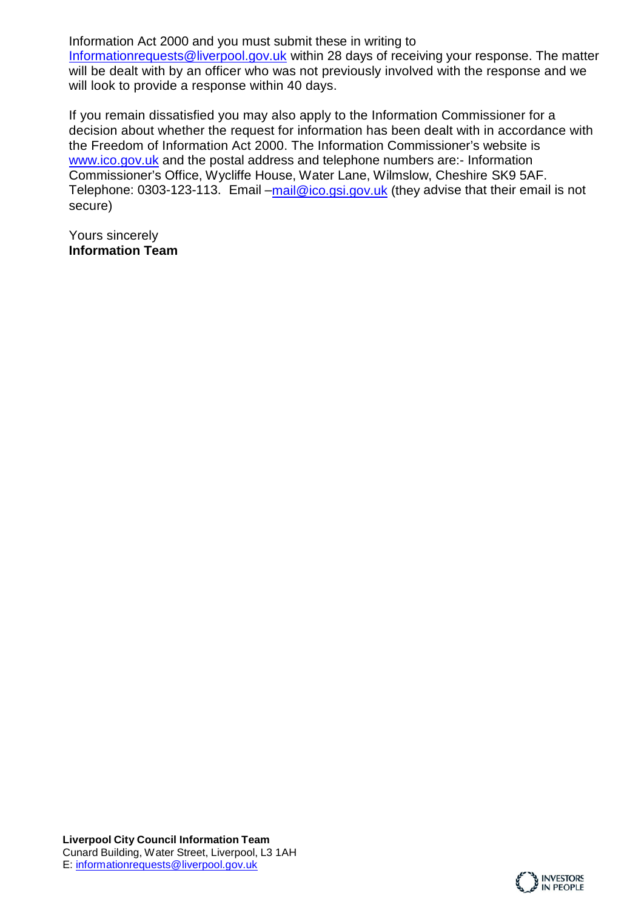Information Act 2000 and you must submit these in writing to Informationrequests@liverpool.gov.uk within 28 days of receiving your response. The matter will be dealt with by an officer who was not previously involved with the response and we will look to provide a response within 40 days.

If you remain dissatisfied you may also apply to the Information Commissioner for a decision about whether the request for information has been dealt with in accordance with the Freedom of Information Act 2000. The Information Commissioner's website is www.ico.gov.uk and the postal address and telephone numbers are:- Information Commissioner's Office, Wycliffe House, Water Lane, Wilmslow, Cheshire SK9 5AF. Telephone: 0303-123-113. Email –mail@ico.gsi.gov.uk (they advise that their email is not secure)

Yours sincerely
**Information Team**

**Liverpool City Council Information Team**
Cunard Building, Water Street, Liverpool, L3 1AH
E: informationrequests@liverpool.gov.uk